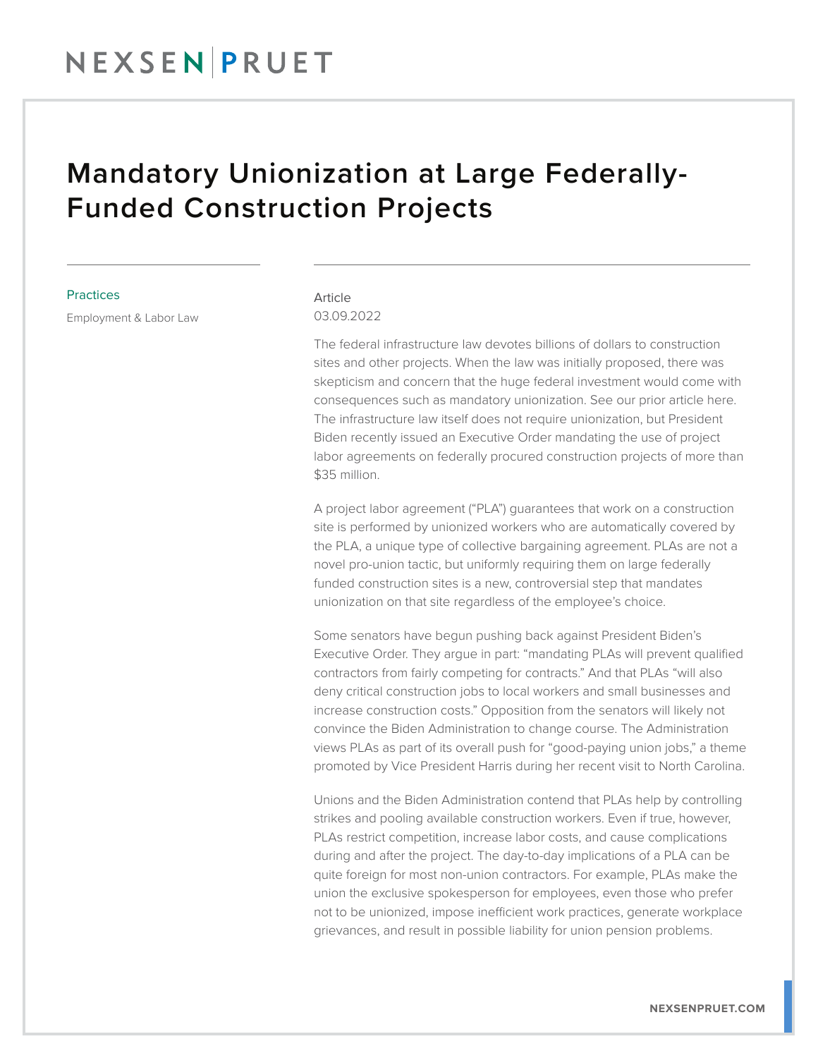# Mandatory Unionization at Large Federally-Funded Construction Projects

**Practices**

Employment & Labor Law

Article

03.09.2022

The federal infrastructure law devotes billions of dollars to construction sites and other projects. When the law was initially proposed, there was skepticism and concern that the huge federal investment would come with consequences such as mandatory unionization. See our prior article here. The infrastructure law itself does not require unionization, but President Biden recently issued an Executive Order mandating the use of project labor agreements on federally procured construction projects of more than $35 million.

A project labor agreement ("PLA") guarantees that work on a construction site is performed by unionized workers who are automatically covered by the PLA, a unique type of collective bargaining agreement. PLAs are not a novel pro-union tactic, but uniformly requiring them on large federally funded construction sites is a new, controversial step that mandates unionization on that site regardless of the employee's choice.

Some senators have begun pushing back against President Biden's Executive Order. They argue in part: "mandating PLAs will prevent qualified contractors from fairly competing for contracts." And that PLAs "will also deny critical construction jobs to local workers and small businesses and increase construction costs." Opposition from the senators will likely not convince the Biden Administration to change course. The Administration views PLAs as part of its overall push for "good-paying union jobs," a theme promoted by Vice President Harris during her recent visit to North Carolina.

Unions and the Biden Administration contend that PLAs help by controlling strikes and pooling available construction workers. Even if true, however, PLAs restrict competition, increase labor costs, and cause complications during and after the project. The day-to-day implications of a PLA can be quite foreign for most non-union contractors. For example, PLAs make the union the exclusive spokesperson for employees, even those who prefer not to be unionized, impose inefficient work practices, generate workplace grievances, and result in possible liability for union pension problems.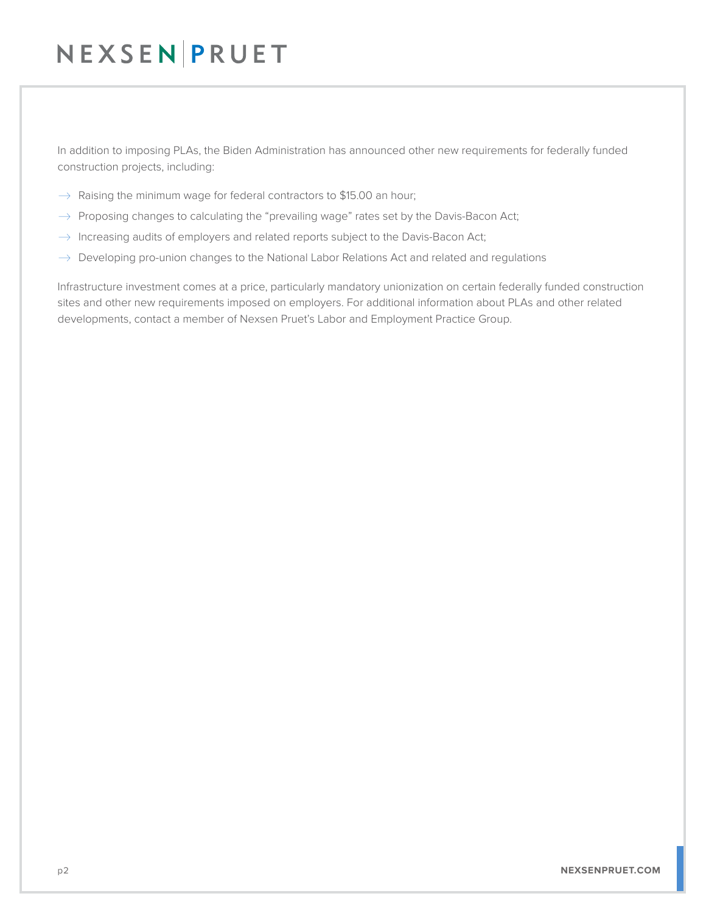In addition to imposing PLAs, the Biden Administration has announced other new requirements for federally funded construction projects, including:

- Raising the minimum wage for federal contractors to $15.00 an hour;
- Proposing changes to calculating the "prevailing wage" rates set by the Davis-Bacon Act;
- Increasing audits of employers and related reports subject to the Davis-Bacon Act;
- Developing pro-union changes to the National Labor Relations Act and related and regulations

Infrastructure investment comes at a price, particularly mandatory unionization on certain federally funded construction sites and other new requirements imposed on employers. For additional information about PLAs and other related developments, contact a member of Nexsen Pruet's Labor and Employment Practice Group.